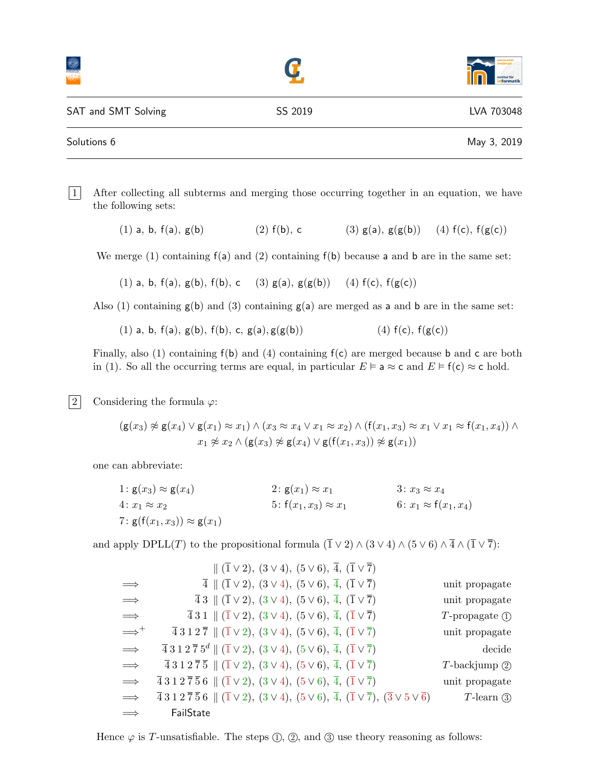| SAT and SMT Solving | SS 2019 | LVA 703048 |
|---|---|---|
| Solutions 6 | | May 3, 2019 |

**1** After collecting all subterms and merging those occurring together in an equation, we have the following sets:

(1) a, b, f(a), g(b)   (2) f(b), c   (3) g(a), g(g(b))   (4) f(c), f(g(c))

We merge (1) containing f(a) and (2) containing f(b) because a and b are in the same set:

(1) a, b, f(a), g(b), f(b), c   (3) g(a), g(g(b))   (4) f(c), f(g(c))

Also (1) containing g(b) and (3) containing g(a) are merged as a and b are in the same set:

(1) a, b, f(a), g(b), f(b), c, g(a), g(g(b))   (4) f(c), f(g(c))

Finally, also (1) containing f(b) and (4) containing f(c) are merged because b and c are both in (1). So all the occurring terms are equal, in particular $E \vDash \mathsf{a} \approx \mathsf{c}$ and $E \vDash \mathsf{f}(\mathsf{c}) \approx \mathsf{c}$ hold.

**2** Considering the formula $\varphi$:

$$(\mathsf{g}(x_3) \not\approx \mathsf{g}(x_4) \vee \mathsf{g}(x_1) \approx x_1) \wedge (x_3 \approx x_4 \vee x_1 \approx x_2) \wedge (\mathsf{f}(x_1, x_3) \approx x_1 \vee x_1 \approx \mathsf{f}(x_1, x_4)) \wedge$$
$$x_1 \not\approx x_2 \wedge (\mathsf{g}(x_3) \not\approx \mathsf{g}(x_4) \vee \mathsf{g}(\mathsf{f}(x_1, x_3)) \not\approx \mathsf{g}(x_1))$$

one can abbreviate:

- $1$: $\mathsf{g}(x_3) \approx \mathsf{g}(x_4)$
- $2$: $\mathsf{g}(x_1) \approx x_1$
- $3$: $x_3 \approx x_4$
- $4$: $x_1 \approx x_2$
- $5$: $\mathsf{f}(x_1, x_3) \approx x_1$
- $6$: $x_1 \approx \mathsf{f}(x_1, x_4)$
- $7$: $\mathsf{g}(\mathsf{f}(x_1, x_3)) \approx \mathsf{g}(x_1)$

and apply DPLL($T$) to the propositional formula $(\overline{1} \vee 2) \wedge (3 \vee 4) \wedge (5 \vee 6) \wedge \overline{4} \wedge (\overline{1} \vee \overline{7})$:

| | | | |
|---|---|---|---|
| | | $\parallel (\overline{1} \vee 2),\ (3 \vee 4),\ (5 \vee 6),\ \overline{4},\ (\overline{1} \vee \overline{7})$ | |
| $\Longrightarrow$ | $\overline{4}$ | $\parallel (\overline{1} \vee 2),\ (3 \vee 4),\ (5 \vee 6),\ \overline{4},\ (\overline{1} \vee \overline{7})$ | unit propagate |
| $\Longrightarrow$ | $\overline{4}\ 3$ | $\parallel (\overline{1} \vee 2),\ (3 \vee 4),\ (5 \vee 6),\ \overline{4},\ (\overline{1} \vee \overline{7})$ | unit propagate |
| $\Longrightarrow$ | $\overline{4}\ 3\ 1$ | $\parallel (\overline{1} \vee 2),\ (3 \vee 4),\ (5 \vee 6),\ \overline{4},\ (\overline{1} \vee \overline{7})$ | $T$-propagate ① |
| $\Longrightarrow^+$ | $\overline{4}\ 3\ 1\ 2\ \overline{7}$ | $\parallel (\overline{1} \vee 2),\ (3 \vee 4),\ (5 \vee 6),\ \overline{4},\ (\overline{1} \vee \overline{7})$ | unit propagate |
| $\Longrightarrow$ | $\overline{4}\ 3\ 1\ 2\ \overline{7}\ 5^d$ | $\parallel (\overline{1} \vee 2),\ (3 \vee 4),\ (5 \vee 6),\ \overline{4},\ (\overline{1} \vee \overline{7})$ | decide |
| $\Longrightarrow$ | $\overline{4}\ 3\ 1\ 2\ \overline{7}\ \overline{5}$ | $\parallel (\overline{1} \vee 2),\ (3 \vee 4),\ (5 \vee 6),\ \overline{4},\ (\overline{1} \vee \overline{7})$ | $T$-backjump ② |
| $\Longrightarrow$ | $\overline{4}\ 3\ 1\ 2\ \overline{7}\ \overline{5}\ 6$ | $\parallel (\overline{1} \vee 2),\ (3 \vee 4),\ (5 \vee 6),\ \overline{4},\ (\overline{1} \vee \overline{7})$ | unit propagate |
| $\Longrightarrow$ | $\overline{4}\ 3\ 1\ 2\ \overline{7}\ \overline{5}\ 6$ | $\parallel (\overline{1} \vee 2),\ (3 \vee 4),\ (5 \vee 6),\ \overline{4},\ (\overline{1} \vee \overline{7}),\ (\overline{3} \vee 5 \vee \overline{6})$ | $T$-learn ③ |
| $\Longrightarrow$ | FailState | | |

Hence $\varphi$ is $T$-unsatisfiable. The steps ①, ②, and ③ use theory reasoning as follows: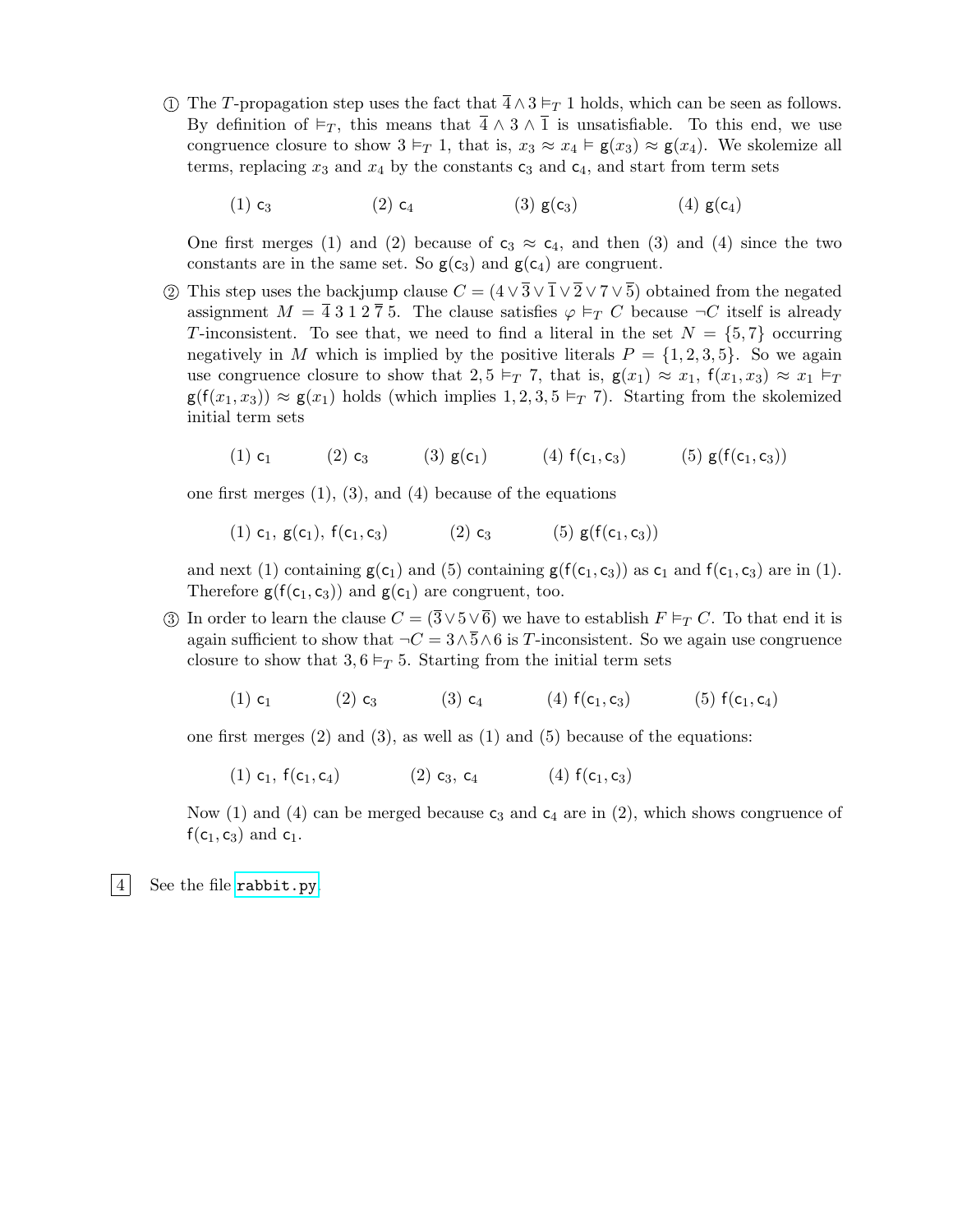① The $T$-propagation step uses the fact that $\overline{4} \wedge 3 \models_T 1$ holds, which can be seen as follows. By definition of $\models_T$, this means that $\overline{4} \wedge 3 \wedge \overline{1}$ is unsatisfiable. To this end, we use congruence closure to show $3 \models_T 1$, that is, $x_3 \approx x_4 \models \mathsf{g}(x_3) \approx \mathsf{g}(x_4)$. We skolemize all terms, replacing $x_3$ and $x_4$ by the constants $\mathsf{c}_3$ and $\mathsf{c}_4$, and start from term sets

(1) $\mathsf{c}_3$ (2) $\mathsf{c}_4$ (3) $\mathsf{g}(\mathsf{c}_3)$ (4) $\mathsf{g}(\mathsf{c}_4)$

One first merges (1) and (2) because of $\mathsf{c}_3 \approx \mathsf{c}_4$, and then (3) and (4) since the two constants are in the same set. So $\mathsf{g}(\mathsf{c}_3)$ and $\mathsf{g}(\mathsf{c}_4)$ are congruent.

② This step uses the backjump clause $C = (4 \vee \overline{3} \vee \overline{1} \vee \overline{2} \vee 7 \vee \overline{5})$ obtained from the negated assignment $M = \overline{4}\ 3\ 1\ 2\ \overline{7}\ 5$. The clause satisfies $\varphi \models_T C$ because $\neg C$ itself is already $T$-inconsistent. To see that, we need to find a literal in the set $N = \{5, 7\}$ occurring negatively in $M$ which is implied by the positive literals $P = \{1, 2, 3, 5\}$. So we again use congruence closure to show that $2, 5 \models_T 7$, that is, $\mathsf{g}(x_1) \approx x_1$, $\mathsf{f}(x_1, x_3) \approx x_1 \models_T \mathsf{g}(\mathsf{f}(x_1, x_3)) \approx \mathsf{g}(x_1)$ holds (which implies $1, 2, 3, 5 \models_T 7$). Starting from the skolemized initial term sets

(1) $\mathsf{c}_1$ (2) $\mathsf{c}_3$ (3) $\mathsf{g}(\mathsf{c}_1)$ (4) $\mathsf{f}(\mathsf{c}_1, \mathsf{c}_3)$ (5) $\mathsf{g}(\mathsf{f}(\mathsf{c}_1, \mathsf{c}_3))$

one first merges (1), (3), and (4) because of the equations

(1) $\mathsf{c}_1$, $\mathsf{g}(\mathsf{c}_1)$, $\mathsf{f}(\mathsf{c}_1, \mathsf{c}_3)$ (2) $\mathsf{c}_3$ (5) $\mathsf{g}(\mathsf{f}(\mathsf{c}_1, \mathsf{c}_3))$

and next (1) containing $\mathsf{g}(\mathsf{c}_1)$ and (5) containing $\mathsf{g}(\mathsf{f}(\mathsf{c}_1, \mathsf{c}_3))$ as $\mathsf{c}_1$ and $\mathsf{f}(\mathsf{c}_1, \mathsf{c}_3)$ are in (1). Therefore $\mathsf{g}(\mathsf{f}(\mathsf{c}_1, \mathsf{c}_3))$ and $\mathsf{g}(\mathsf{c}_1)$ are congruent, too.

③ In order to learn the clause $C = (\overline{3} \vee 5 \vee \overline{6})$ we have to establish $F \models_T C$. To that end it is again sufficient to show that $\neg C = 3 \wedge \overline{5} \wedge 6$ is $T$-inconsistent. So we again use congruence closure to show that $3, 6 \models_T 5$. Starting from the initial term sets

(1) $\mathsf{c}_1$ (2) $\mathsf{c}_3$ (3) $\mathsf{c}_4$ (4) $\mathsf{f}(\mathsf{c}_1, \mathsf{c}_3)$ (5) $\mathsf{f}(\mathsf{c}_1, \mathsf{c}_4)$

one first merges (2) and (3), as well as (1) and (5) because of the equations:

(1) $\mathsf{c}_1$, $\mathsf{f}(\mathsf{c}_1, \mathsf{c}_4)$ (2) $\mathsf{c}_3$, $\mathsf{c}_4$ (4) $\mathsf{f}(\mathsf{c}_1, \mathsf{c}_3)$

Now (1) and (4) can be merged because $\mathsf{c}_3$ and $\mathsf{c}_4$ are in (2), which shows congruence of $\mathsf{f}(\mathsf{c}_1, \mathsf{c}_3)$ and $\mathsf{c}_1$.

4 See the file `rabbit.py`.